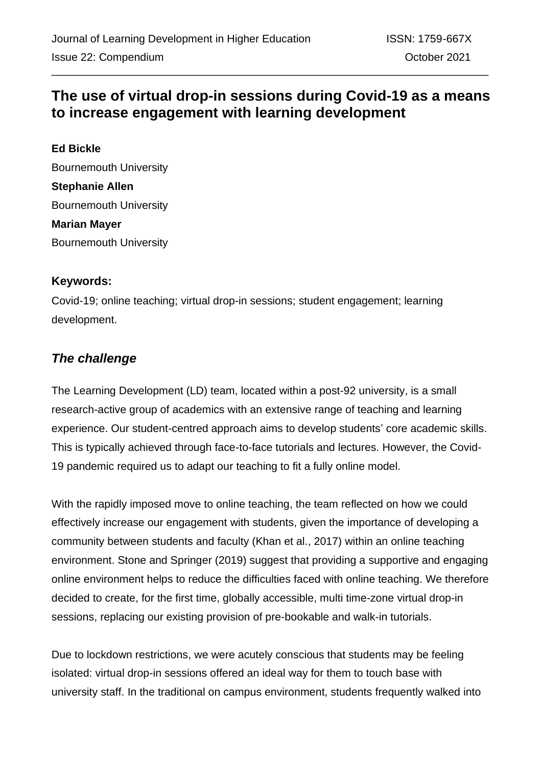# The use of virtual drop-in sessions during Covid-19 as a means to increase engagement with learning development

**Ed Bickle**
Bournemouth University
**Stephanie Allen**
Bournemouth University
**Marian Mayer**
Bournemouth University

### Keywords:

Covid-19; online teaching; virtual drop-in sessions; student engagement; learning development.

## *The challenge*

The Learning Development (LD) team, located within a post-92 university, is a small research-active group of academics with an extensive range of teaching and learning experience. Our student-centred approach aims to develop students' core academic skills. This is typically achieved through face-to-face tutorials and lectures. However, the Covid-19 pandemic required us to adapt our teaching to fit a fully online model.

With the rapidly imposed move to online teaching, the team reflected on how we could effectively increase our engagement with students, given the importance of developing a community between students and faculty (Khan et al., 2017) within an online teaching environment. Stone and Springer (2019) suggest that providing a supportive and engaging online environment helps to reduce the difficulties faced with online teaching. We therefore decided to create, for the first time, globally accessible, multi time-zone virtual drop-in sessions, replacing our existing provision of pre-bookable and walk-in tutorials.

Due to lockdown restrictions, we were acutely conscious that students may be feeling isolated: virtual drop-in sessions offered an ideal way for them to touch base with university staff. In the traditional on campus environment, students frequently walked into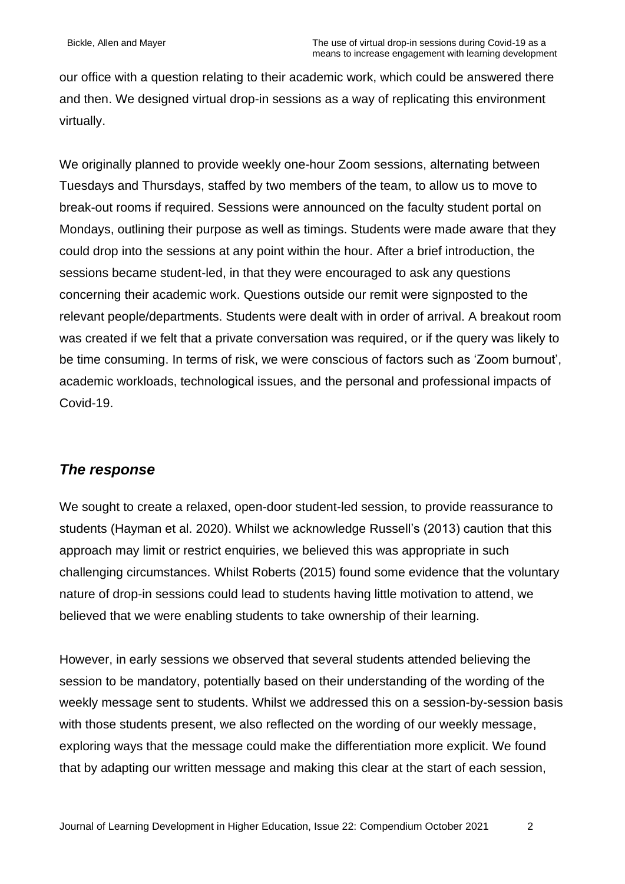our office with a question relating to their academic work, which could be answered there and then. We designed virtual drop-in sessions as a way of replicating this environment virtually.

We originally planned to provide weekly one-hour Zoom sessions, alternating between Tuesdays and Thursdays, staffed by two members of the team, to allow us to move to break-out rooms if required. Sessions were announced on the faculty student portal on Mondays, outlining their purpose as well as timings. Students were made aware that they could drop into the sessions at any point within the hour. After a brief introduction, the sessions became student-led, in that they were encouraged to ask any questions concerning their academic work. Questions outside our remit were signposted to the relevant people/departments. Students were dealt with in order of arrival. A breakout room was created if we felt that a private conversation was required, or if the query was likely to be time consuming. In terms of risk, we were conscious of factors such as 'Zoom burnout', academic workloads, technological issues, and the personal and professional impacts of Covid-19.

## *The response*

We sought to create a relaxed, open-door student-led session, to provide reassurance to students (Hayman et al. 2020). Whilst we acknowledge Russell's (2013) caution that this approach may limit or restrict enquiries, we believed this was appropriate in such challenging circumstances. Whilst Roberts (2015) found some evidence that the voluntary nature of drop-in sessions could lead to students having little motivation to attend, we believed that we were enabling students to take ownership of their learning.

However, in early sessions we observed that several students attended believing the session to be mandatory, potentially based on their understanding of the wording of the weekly message sent to students. Whilst we addressed this on a session-by-session basis with those students present, we also reflected on the wording of our weekly message, exploring ways that the message could make the differentiation more explicit. We found that by adapting our written message and making this clear at the start of each session,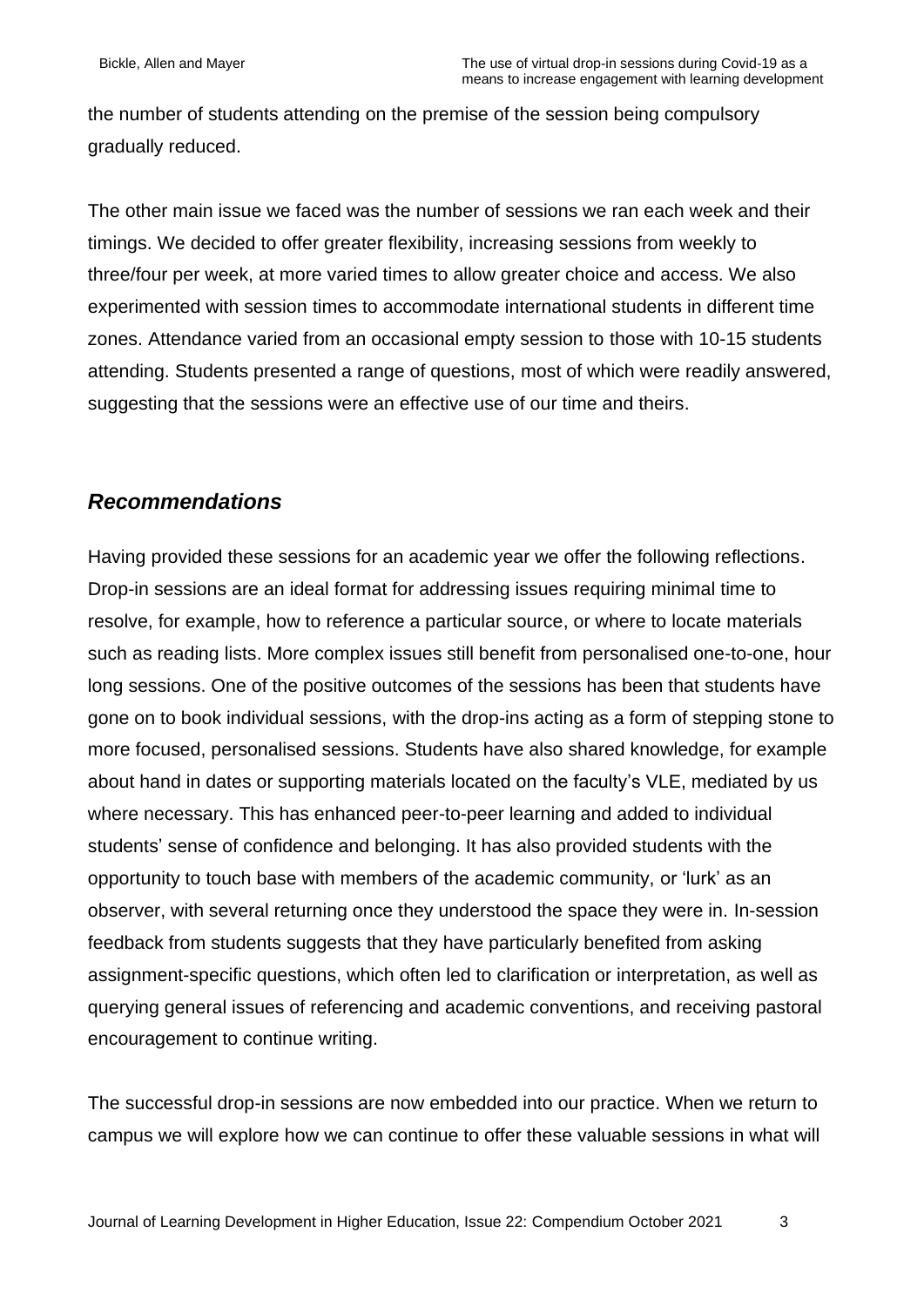the number of students attending on the premise of the session being compulsory gradually reduced.

The other main issue we faced was the number of sessions we ran each week and their timings. We decided to offer greater flexibility, increasing sessions from weekly to three/four per week, at more varied times to allow greater choice and access. We also experimented with session times to accommodate international students in different time zones. Attendance varied from an occasional empty session to those with 10-15 students attending. Students presented a range of questions, most of which were readily answered, suggesting that the sessions were an effective use of our time and theirs.

## *Recommendations*

Having provided these sessions for an academic year we offer the following reflections. Drop-in sessions are an ideal format for addressing issues requiring minimal time to resolve, for example, how to reference a particular source, or where to locate materials such as reading lists. More complex issues still benefit from personalised one-to-one, hour long sessions. One of the positive outcomes of the sessions has been that students have gone on to book individual sessions, with the drop-ins acting as a form of stepping stone to more focused, personalised sessions. Students have also shared knowledge, for example about hand in dates or supporting materials located on the faculty's VLE, mediated by us where necessary. This has enhanced peer-to-peer learning and added to individual students' sense of confidence and belonging. It has also provided students with the opportunity to touch base with members of the academic community, or 'lurk' as an observer, with several returning once they understood the space they were in. In-session feedback from students suggests that they have particularly benefited from asking assignment-specific questions, which often led to clarification or interpretation, as well as querying general issues of referencing and academic conventions, and receiving pastoral encouragement to continue writing.

The successful drop-in sessions are now embedded into our practice. When we return to campus we will explore how we can continue to offer these valuable sessions in what will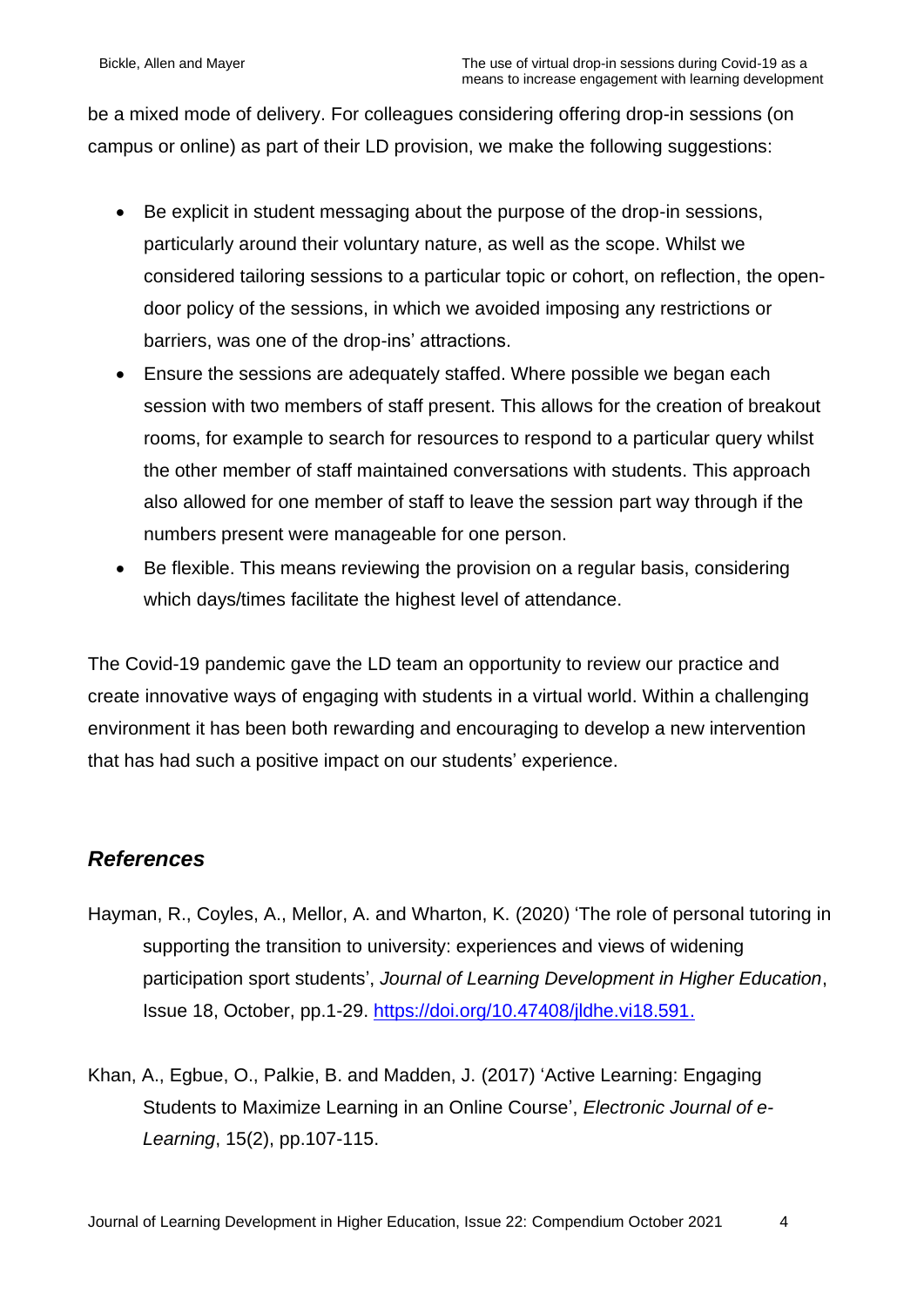be a mixed mode of delivery. For colleagues considering offering drop-in sessions (on campus or online) as part of their LD provision, we make the following suggestions:

- Be explicit in student messaging about the purpose of the drop-in sessions, particularly around their voluntary nature, as well as the scope. Whilst we considered tailoring sessions to a particular topic or cohort, on reflection, the open-door policy of the sessions, in which we avoided imposing any restrictions or barriers, was one of the drop-ins' attractions.
- Ensure the sessions are adequately staffed. Where possible we began each session with two members of staff present. This allows for the creation of breakout rooms, for example to search for resources to respond to a particular query whilst the other member of staff maintained conversations with students. This approach also allowed for one member of staff to leave the session part way through if the numbers present were manageable for one person.
- Be flexible. This means reviewing the provision on a regular basis, considering which days/times facilitate the highest level of attendance.

The Covid-19 pandemic gave the LD team an opportunity to review our practice and create innovative ways of engaging with students in a virtual world. Within a challenging environment it has been both rewarding and encouraging to develop a new intervention that has had such a positive impact on our students' experience.

## *References*

Hayman, R., Coyles, A., Mellor, A. and Wharton, K. (2020) 'The role of personal tutoring in supporting the transition to university: experiences and views of widening participation sport students', *Journal of Learning Development in Higher Education*, Issue 18, October, pp.1-29. https://doi.org/10.47408/jldhe.vi18.591.

Khan, A., Egbue, O., Palkie, B. and Madden, J. (2017) 'Active Learning: Engaging Students to Maximize Learning in an Online Course', *Electronic Journal of e-Learning*, 15(2), pp.107-115.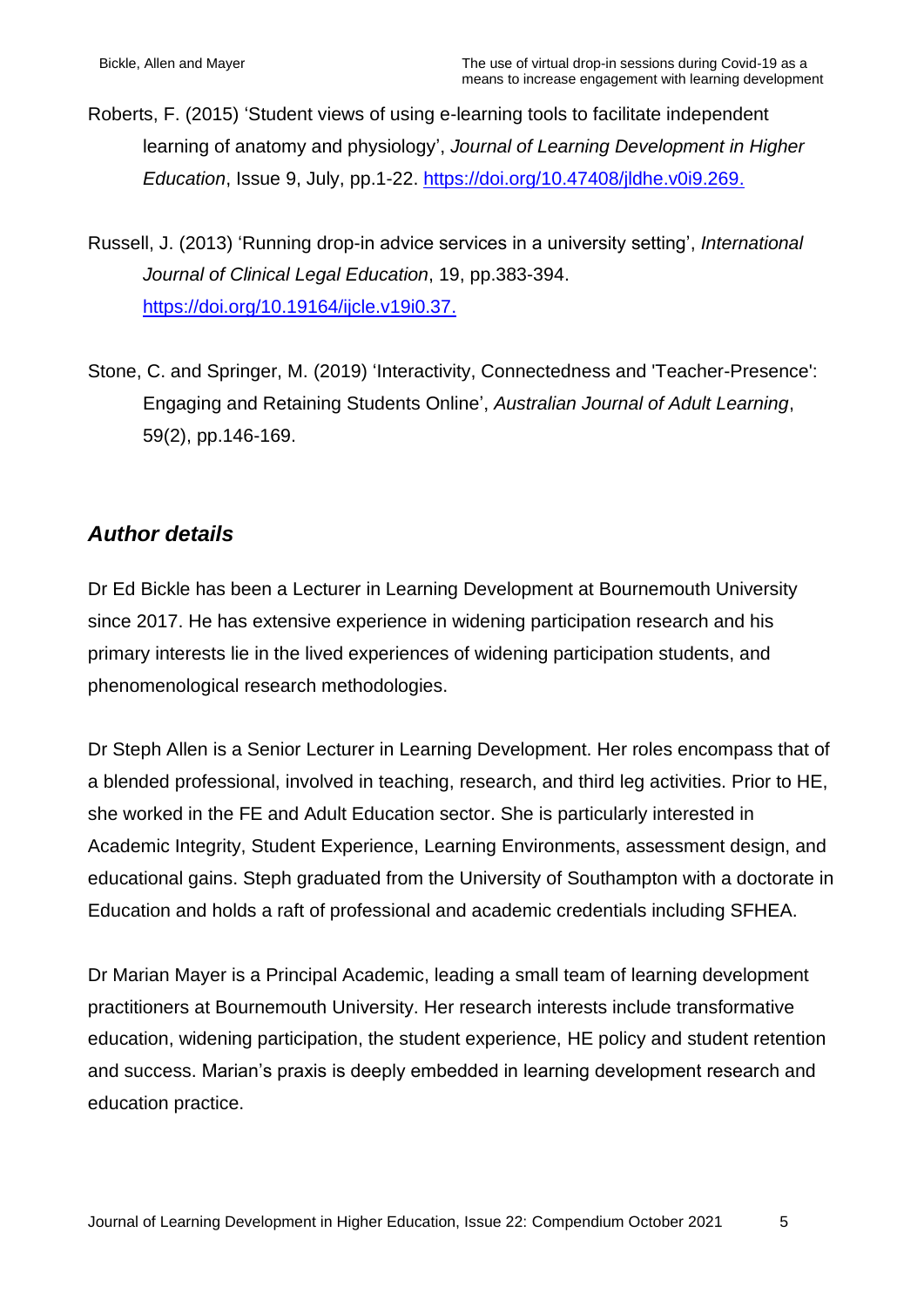Roberts, F. (2015) 'Student views of using e-learning tools to facilitate independent learning of anatomy and physiology', *Journal of Learning Development in Higher Education*, Issue 9, July, pp.1-22. [https://doi.org/10.47408/jldhe.v0i9.269.](https://doi.org/10.47408/jldhe.v0i9.269)

Russell, J. (2013) 'Running drop-in advice services in a university setting', *International Journal of Clinical Legal Education*, 19, pp.383-394. [https://doi.org/10.19164/ijcle.v19i0.37.](https://doi.org/10.19164/ijcle.v19i0.37)

Stone, C. and Springer, M. (2019) 'Interactivity, Connectedness and 'Teacher-Presence': Engaging and Retaining Students Online', *Australian Journal of Adult Learning*, 59(2), pp.146-169.

## *Author details*

Dr Ed Bickle has been a Lecturer in Learning Development at Bournemouth University since 2017. He has extensive experience in widening participation research and his primary interests lie in the lived experiences of widening participation students, and phenomenological research methodologies.

Dr Steph Allen is a Senior Lecturer in Learning Development. Her roles encompass that of a blended professional, involved in teaching, research, and third leg activities. Prior to HE, she worked in the FE and Adult Education sector. She is particularly interested in Academic Integrity, Student Experience, Learning Environments, assessment design, and educational gains. Steph graduated from the University of Southampton with a doctorate in Education and holds a raft of professional and academic credentials including SFHEA.

Dr Marian Mayer is a Principal Academic, leading a small team of learning development practitioners at Bournemouth University. Her research interests include transformative education, widening participation, the student experience, HE policy and student retention and success. Marian's praxis is deeply embedded in learning development research and education practice.